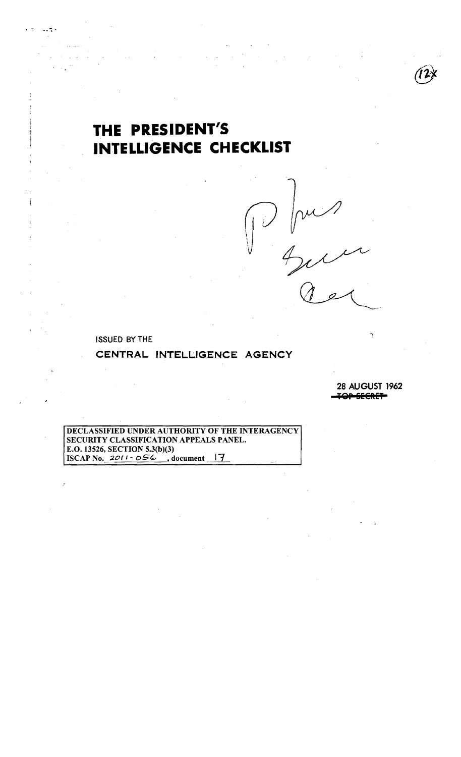# THE PRESIDENT'S INTELLIGENCE CHECKLIST

ISSUED BY THE

CENTRAL INTELLIGENCE AGENCY

28 AUGUST 1962

~~TOP SECRET~~

DECLASSIFIED UNDER AUTHORITY OF THE INTERAGENCY SECURITY CLASSIFICATION APPEALS PANEL.
E.O. 13526, SECTION 5.3(b)(3)
ISCAP No. 2011-056, document 17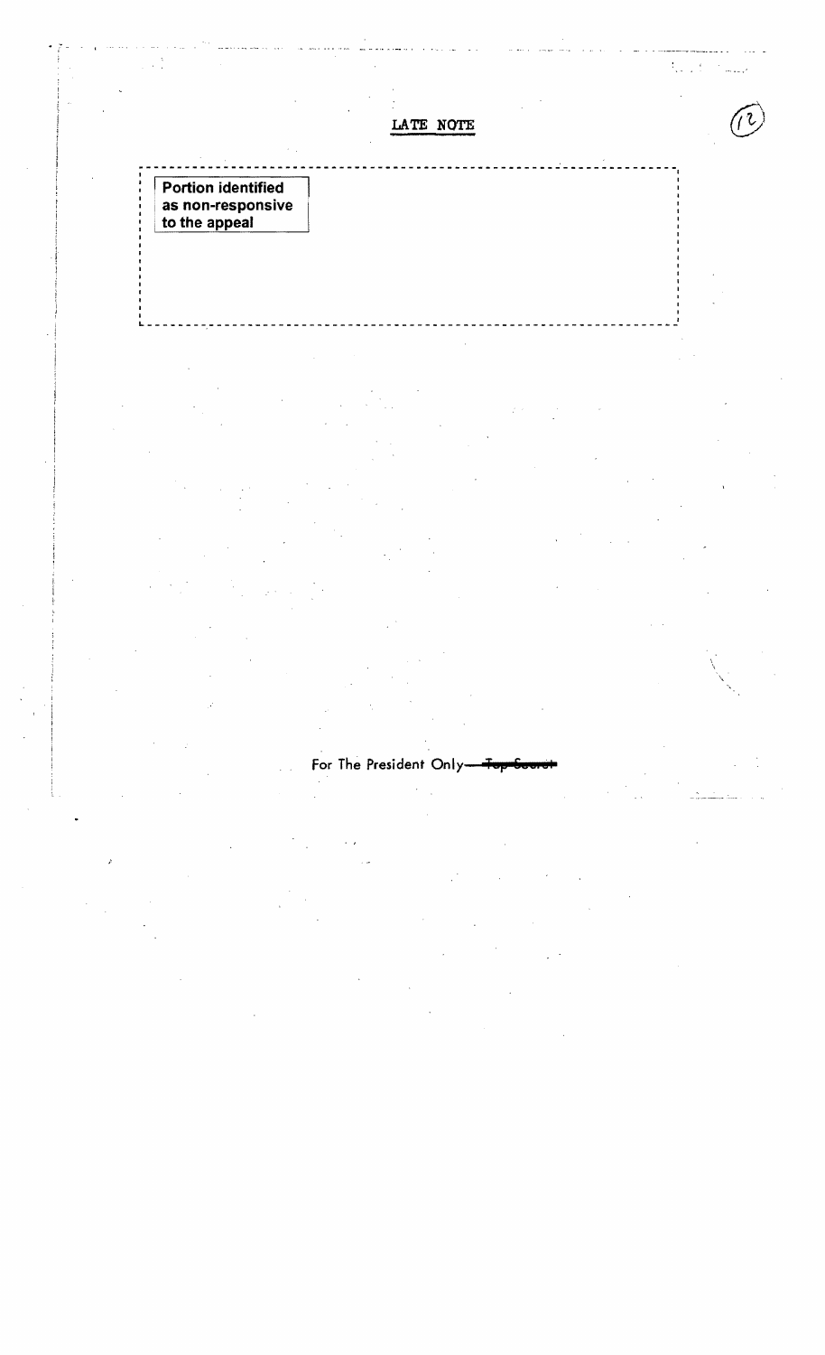## LATE NOTE

Portion identified as non-responsive to the appeal

For The President Only—~~Top Secret~~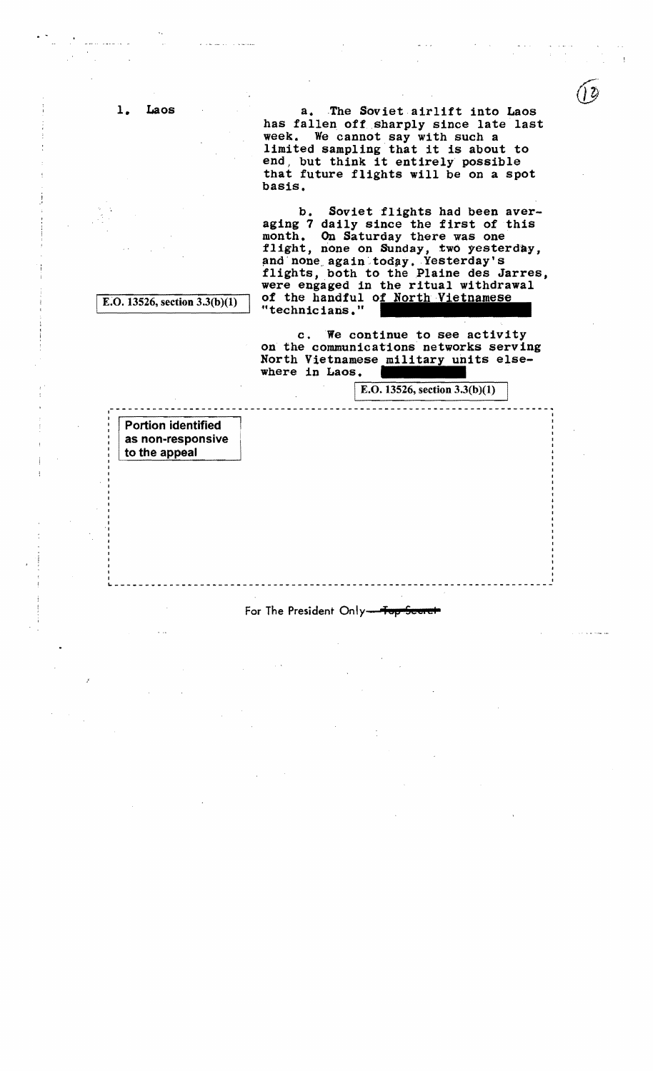1. Laos

a. The Soviet airlift into Laos has fallen off sharply since late last week. We cannot say with such a limited sampling that it is about to end, but think it entirely possible that future flights will be on a spot basis.

b. Soviet flights had been averaging 7 daily since the first of this month. On Saturday there was one flight, none on Sunday, two yesterday, and none again today. Yesterday's flights, both to the Plaine des Jarres, were engaged in the ritual withdrawal of the handful of North Vietnamese "technicians."

E.O. 13526, section 3.3(b)(1)

c. We continue to see activity on the communications networks serving North Vietnamese military units elsewhere in Laos.

E.O. 13526, section 3.3(b)(1)

Portion identified as non-responsive to the appeal

For The President Only — ~~Top Secret~~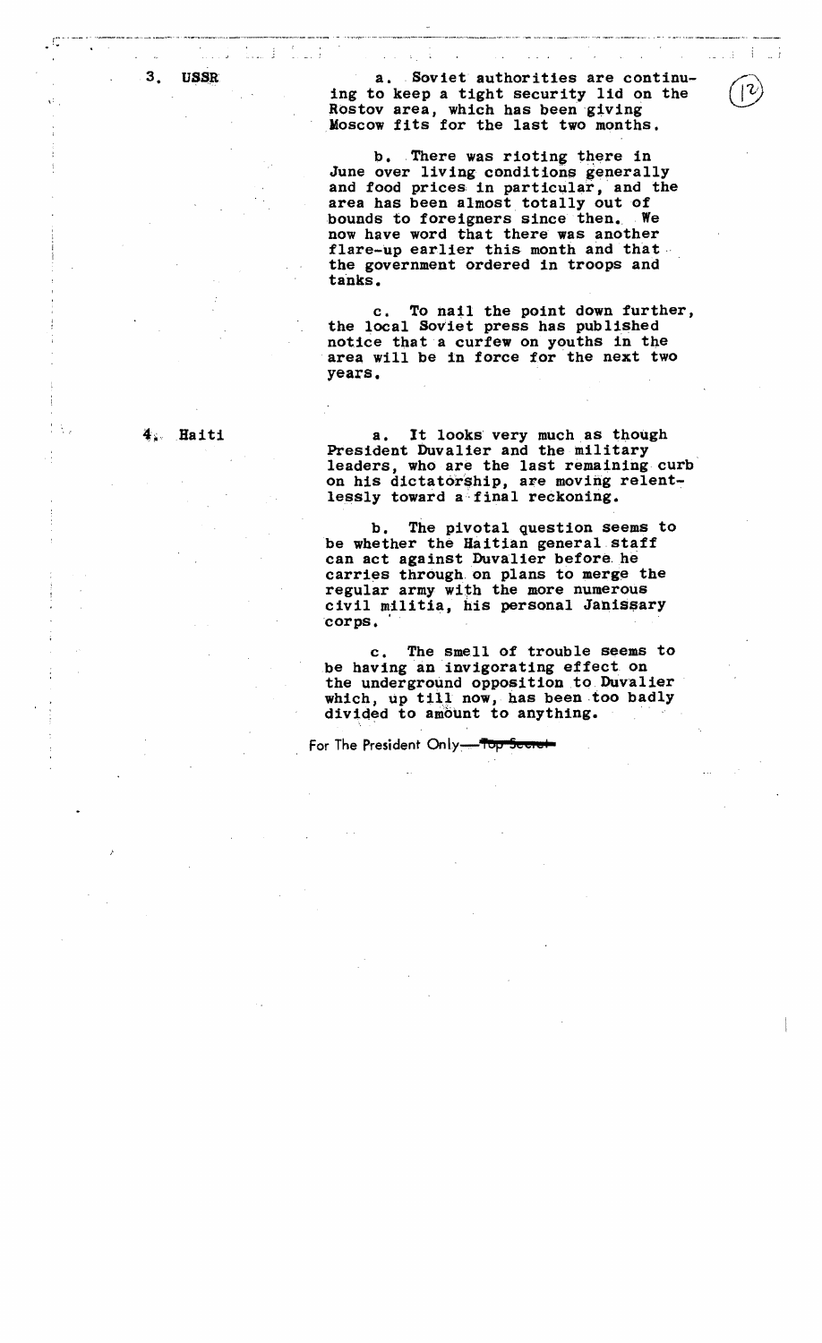3. **USSR**

a. Soviet authorities are continuing to keep a tight security lid on the Rostov area, which has been giving Moscow fits for the last two months.

b. There was rioting there in June over living conditions generally and food prices in particular, and the area has been almost totally out of bounds to foreigners since then. We now have word that there was another flare-up earlier this month and that the government ordered in troops and tanks.

c. To nail the point down further, the local Soviet press has published notice that a curfew on youths in the area will be in force for the next two years.

4. **Haiti**

a. It looks very much as though President Duvalier and the military leaders, who are the last remaining curb on his dictatorship, are moving relentlessly toward a final reckoning.

b. The pivotal question seems to be whether the Haitian general staff can act against Duvalier before he carries through on plans to merge the regular army with the more numerous civil militia, his personal Janissary corps.

c. The smell of trouble seems to be having an invigorating effect on the underground opposition to Duvalier which, up till now, has been too badly divided to amount to anything.

For The President Only—~~Top Secret~~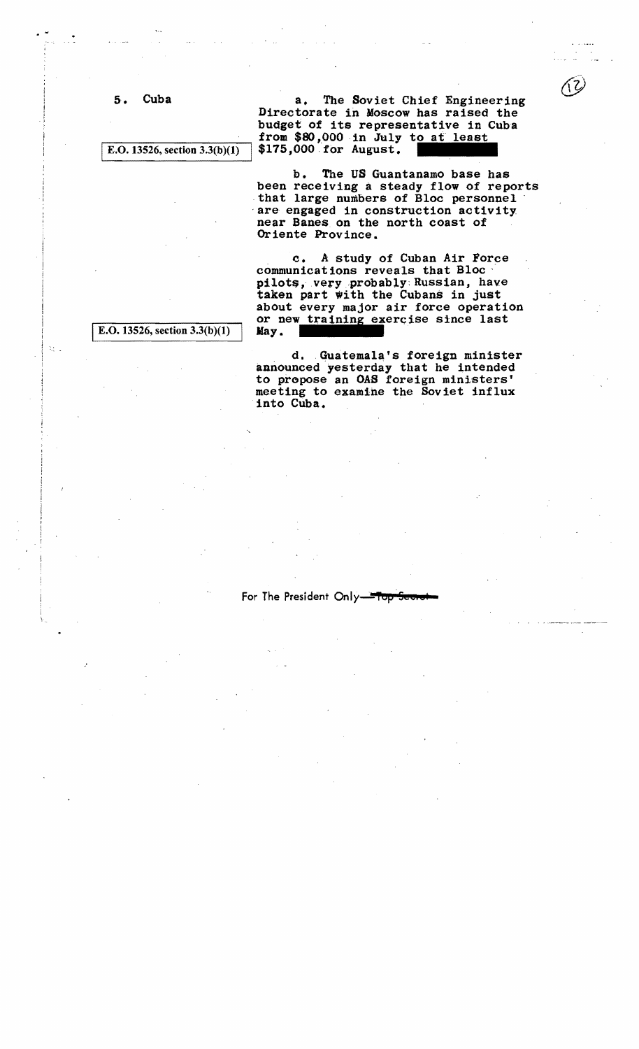5. Cuba

E.O. 13526, section 3.3(b)(1)

a. The Soviet Chief Engineering Directorate in Moscow has raised the budget of its representative in Cuba from $80,000 in July to at least $175,000 for August.

b. The US Guantanamo base has been receiving a steady flow of reports that large numbers of Bloc personnel are engaged in construction activity near Banes on the north coast of Oriente Province.

E.O. 13526, section 3.3(b)(1)

c. A study of Cuban Air Force communications reveals that Bloc pilots, very probably Russian, have taken part with the Cubans in just about every major air force operation or new training exercise since last May.

d. Guatemala's foreign minister announced yesterday that he intended to propose an OAS foreign ministers' meeting to examine the Soviet influx into Cuba.

For The President Only—~~Top Secret~~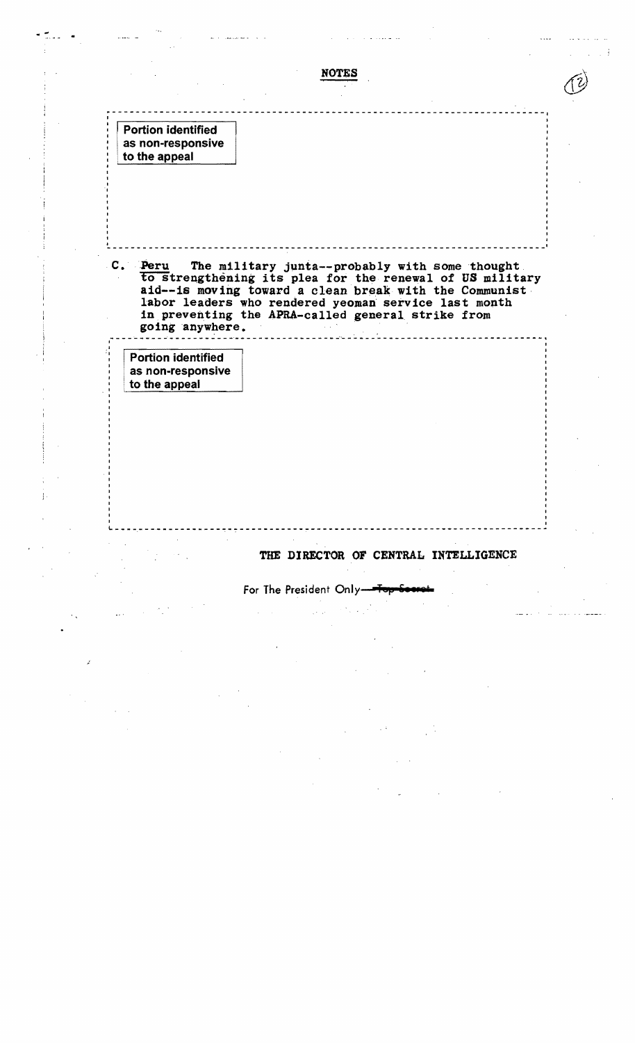## NOTES

Portion identified as non-responsive to the appeal

C. Peru The military junta--probably with some thought to strengthening its plea for the renewal of US military aid--is moving toward a clean break with the Communist labor leaders who rendered yeoman service last month in preventing the APRA-called general strike from going anywhere.

Portion identified as non-responsive to the appeal

THE DIRECTOR OF CENTRAL INTELLIGENCE

For The President Only—~~Top Secret~~